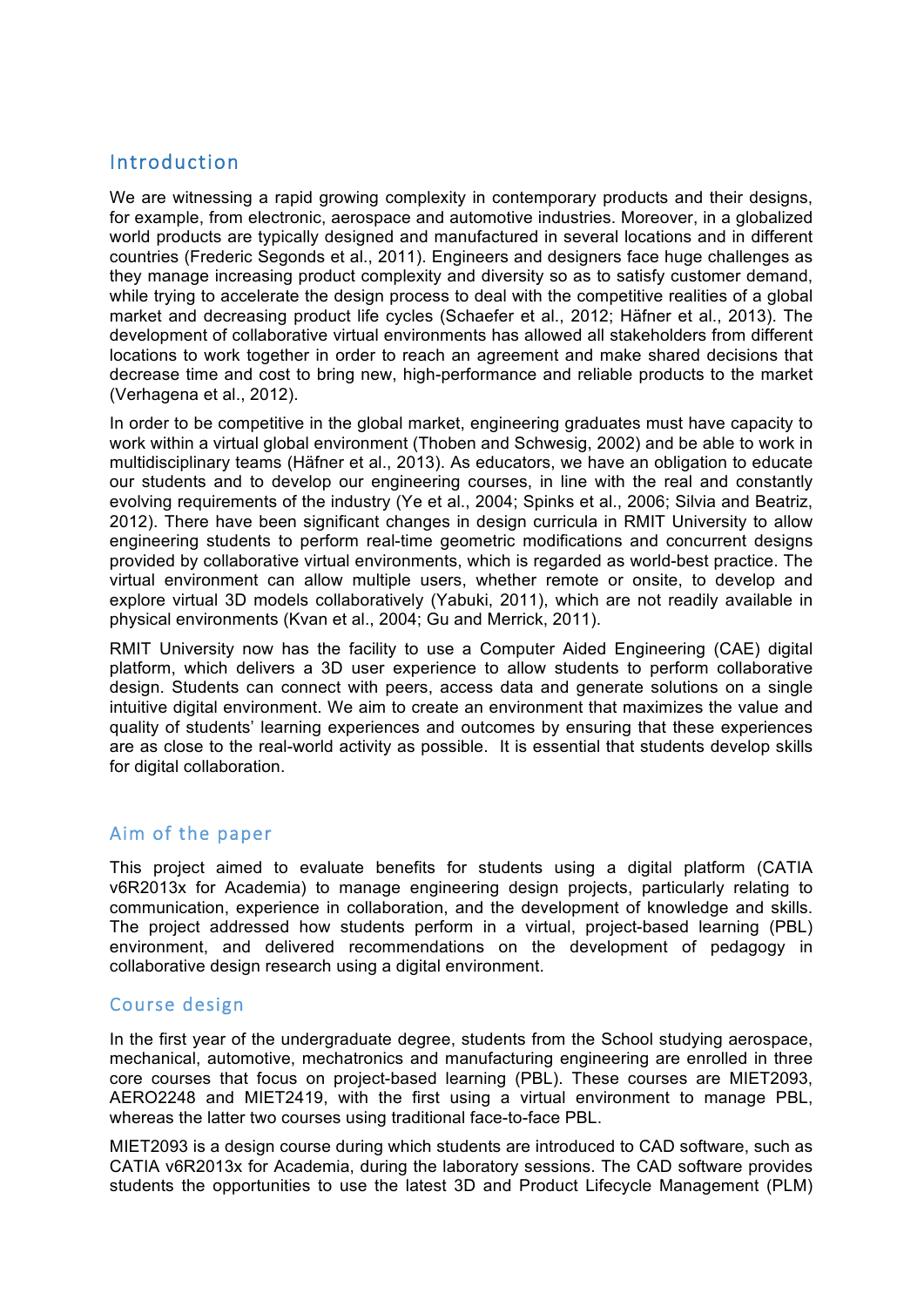## Introduction

We are witnessing a rapid growing complexity in contemporary products and their designs, for example, from electronic, aerospace and automotive industries. Moreover, in a globalized world products are typically designed and manufactured in several locations and in different countries (Frederic Segonds et al., 2011). Engineers and designers face huge challenges as they manage increasing product complexity and diversity so as to satisfy customer demand, while trying to accelerate the design process to deal with the competitive realities of a global market and decreasing product life cycles (Schaefer et al., 2012; Häfner et al., 2013). The development of collaborative virtual environments has allowed all stakeholders from different locations to work together in order to reach an agreement and make shared decisions that decrease time and cost to bring new, high-performance and reliable products to the market (Verhagena et al., 2012).

In order to be competitive in the global market, engineering graduates must have capacity to work within a virtual global environment (Thoben and Schwesig, 2002) and be able to work in multidisciplinary teams (Häfner et al., 2013). As educators, we have an obligation to educate our students and to develop our engineering courses, in line with the real and constantly evolving requirements of the industry (Ye et al., 2004; Spinks et al., 2006; Silvia and Beatriz, 2012). There have been significant changes in design curricula in RMIT University to allow engineering students to perform real-time geometric modifications and concurrent designs provided by collaborative virtual environments, which is regarded as world-best practice. The virtual environment can allow multiple users, whether remote or onsite, to develop and explore virtual 3D models collaboratively (Yabuki, 2011), which are not readily available in physical environments (Kvan et al., 2004; Gu and Merrick, 2011).

RMIT University now has the facility to use a Computer Aided Engineering (CAE) digital platform, which delivers a 3D user experience to allow students to perform collaborative design. Students can connect with peers, access data and generate solutions on a single intuitive digital environment. We aim to create an environment that maximizes the value and quality of students' learning experiences and outcomes by ensuring that these experiences are as close to the real-world activity as possible. It is essential that students develop skills for digital collaboration.

## Aim of the paper

This project aimed to evaluate benefits for students using a digital platform (CATIA v6R2013x for Academia) to manage engineering design projects, particularly relating to communication, experience in collaboration, and the development of knowledge and skills. The project addressed how students perform in a virtual, project-based learning (PBL) environment, and delivered recommendations on the development of pedagogy in collaborative design research using a digital environment.

## Course design

In the first year of the undergraduate degree, students from the School studying aerospace, mechanical, automotive, mechatronics and manufacturing engineering are enrolled in three core courses that focus on project-based learning (PBL). These courses are MIET2093, AERO2248 and MIET2419, with the first using a virtual environment to manage PBL, whereas the latter two courses using traditional face-to-face PBL.

MIET2093 is a design course during which students are introduced to CAD software, such as CATIA v6R2013x for Academia, during the laboratory sessions. The CAD software provides students the opportunities to use the latest 3D and Product Lifecycle Management (PLM)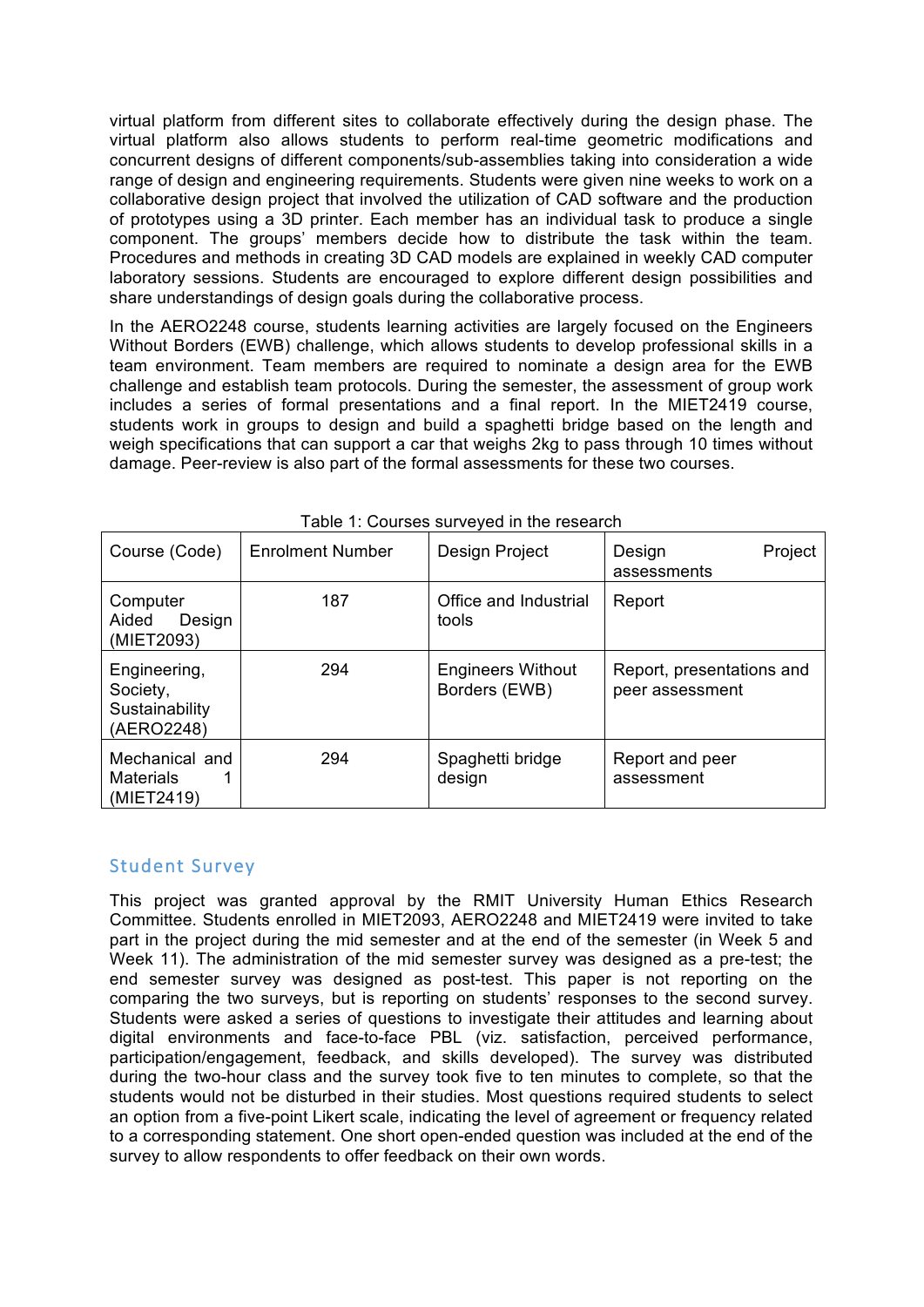virtual platform from different sites to collaborate effectively during the design phase. The virtual platform also allows students to perform real-time geometric modifications and concurrent designs of different components/sub-assemblies taking into consideration a wide range of design and engineering requirements. Students were given nine weeks to work on a collaborative design project that involved the utilization of CAD software and the production of prototypes using a 3D printer. Each member has an individual task to produce a single component. The groups' members decide how to distribute the task within the team. Procedures and methods in creating 3D CAD models are explained in weekly CAD computer laboratory sessions. Students are encouraged to explore different design possibilities and share understandings of design goals during the collaborative process.

In the AERO2248 course, students learning activities are largely focused on the Engineers Without Borders (EWB) challenge, which allows students to develop professional skills in a team environment. Team members are required to nominate a design area for the EWB challenge and establish team protocols. During the semester, the assessment of group work includes a series of formal presentations and a final report. In the MIET2419 course, students work in groups to design and build a spaghetti bridge based on the length and weigh specifications that can support a car that weighs 2kg to pass through 10 times without damage. Peer-review is also part of the formal assessments for these two courses.

Table 1: Courses surveyed in the research

| Course (Code) | Enrolment Number | Design Project | Design Project assessments |
|---|---|---|---|
| Computer Aided Design (MIET2093) | 187 | Office and Industrial tools | Report |
| Engineering, Society, Sustainability (AERO2248) | 294 | Engineers Without Borders (EWB) | Report, presentations and peer assessment |
| Mechanical and Materials 1 (MIET2419) | 294 | Spaghetti bridge design | Report and peer assessment |

## Student Survey

This project was granted approval by the RMIT University Human Ethics Research Committee. Students enrolled in MIET2093, AERO2248 and MIET2419 were invited to take part in the project during the mid semester and at the end of the semester (in Week 5 and Week 11). The administration of the mid semester survey was designed as a pre-test; the end semester survey was designed as post-test. This paper is not reporting on the comparing the two surveys, but is reporting on students' responses to the second survey. Students were asked a series of questions to investigate their attitudes and learning about digital environments and face-to-face PBL (viz. satisfaction, perceived performance, participation/engagement, feedback, and skills developed). The survey was distributed during the two-hour class and the survey took five to ten minutes to complete, so that the students would not be disturbed in their studies. Most questions required students to select an option from a five-point Likert scale, indicating the level of agreement or frequency related to a corresponding statement. One short open-ended question was included at the end of the survey to allow respondents to offer feedback on their own words.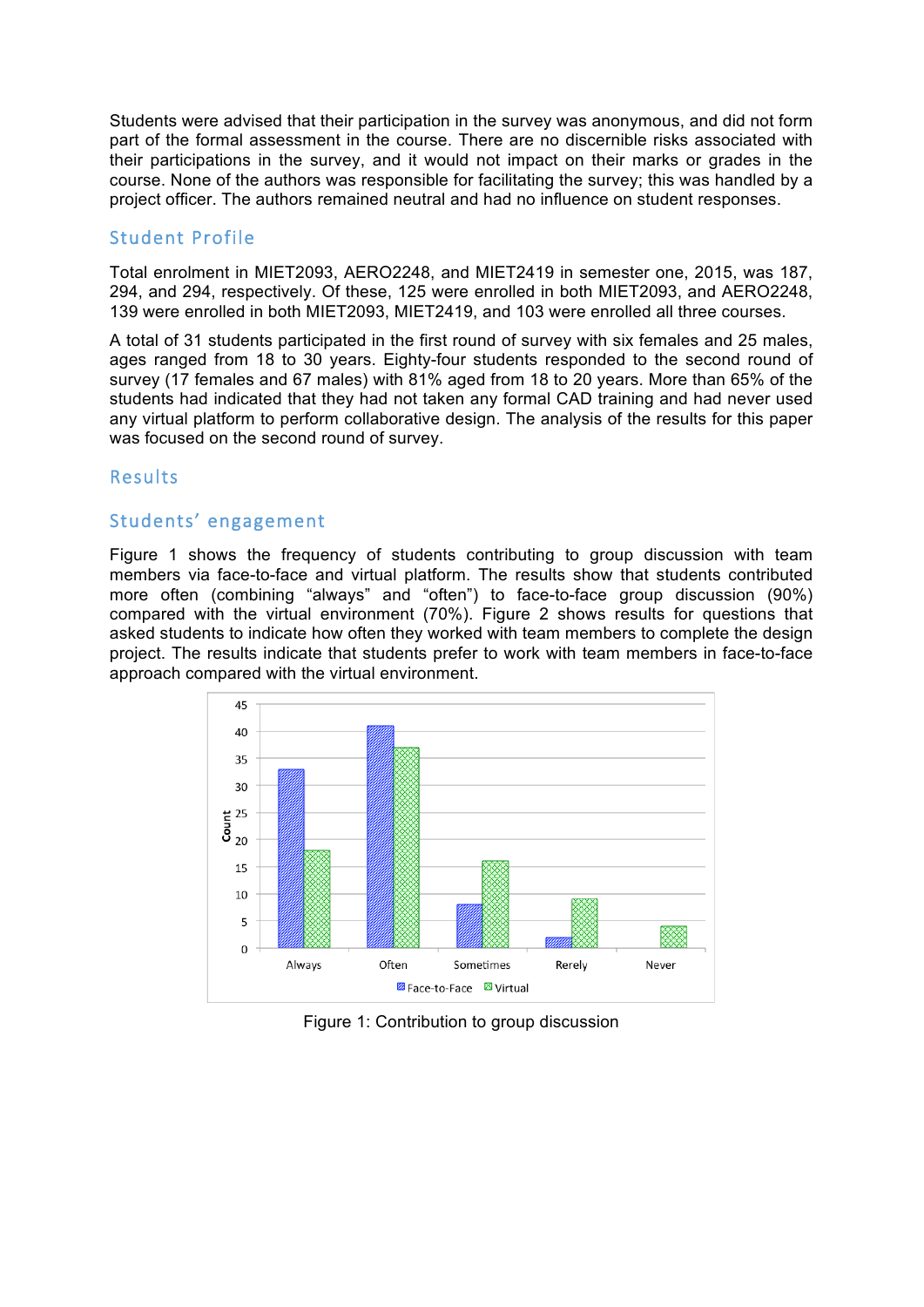Students were advised that their participation in the survey was anonymous, and did not form part of the formal assessment in the course. There are no discernible risks associated with their participations in the survey, and it would not impact on their marks or grades in the course. None of the authors was responsible for facilitating the survey; this was handled by a project officer. The authors remained neutral and had no influence on student responses.

## Student Profile

Total enrolment in MIET2093, AERO2248, and MIET2419 in semester one, 2015, was 187, 294, and 294, respectively. Of these, 125 were enrolled in both MIET2093, and AERO2248, 139 were enrolled in both MIET2093, MIET2419, and 103 were enrolled all three courses.

A total of 31 students participated in the first round of survey with six females and 25 males, ages ranged from 18 to 30 years. Eighty-four students responded to the second round of survey (17 females and 67 males) with 81% aged from 18 to 20 years. More than 65% of the students had indicated that they had not taken any formal CAD training and had never used any virtual platform to perform collaborative design. The analysis of the results for this paper was focused on the second round of survey.

## Results

## Students' engagement

Figure 1 shows the frequency of students contributing to group discussion with team members via face-to-face and virtual platform. The results show that students contributed more often (combining "always" and "often") to face-to-face group discussion (90%) compared with the virtual environment (70%). Figure 2 shows results for questions that asked students to indicate how often they worked with team members to complete the design project. The results indicate that students prefer to work with team members in face-to-face approach compared with the virtual environment.

Figure 1: Contribution to group discussion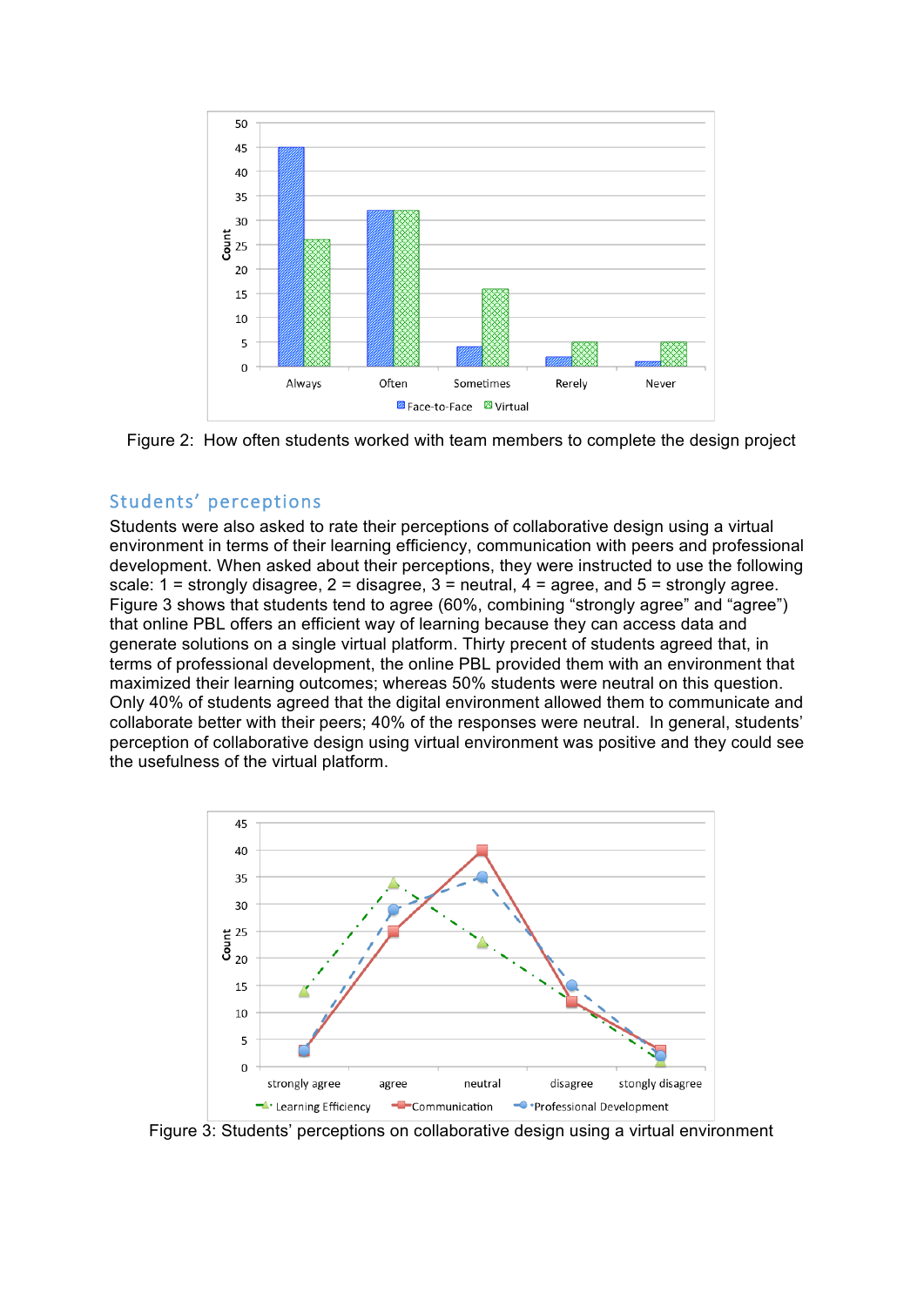Figure 2: How often students worked with team members to complete the design project

## Students' perceptions

Students were also asked to rate their perceptions of collaborative design using a virtual environment in terms of their learning efficiency, communication with peers and professional development. When asked about their perceptions, they were instructed to use the following scale: 1 = strongly disagree, 2 = disagree, 3 = neutral, 4 = agree, and 5 = strongly agree. Figure 3 shows that students tend to agree (60%, combining "strongly agree" and "agree") that online PBL offers an efficient way of learning because they can access data and generate solutions on a single virtual platform. Thirty precent of students agreed that, in terms of professional development, the online PBL provided them with an environment that maximized their learning outcomes; whereas 50% students were neutral on this question. Only 40% of students agreed that the digital environment allowed them to communicate and collaborate better with their peers; 40% of the responses were neutral. In general, students' perception of collaborative design using virtual environment was positive and they could see the usefulness of the virtual platform.

Figure 3: Students' perceptions on collaborative design using a virtual environment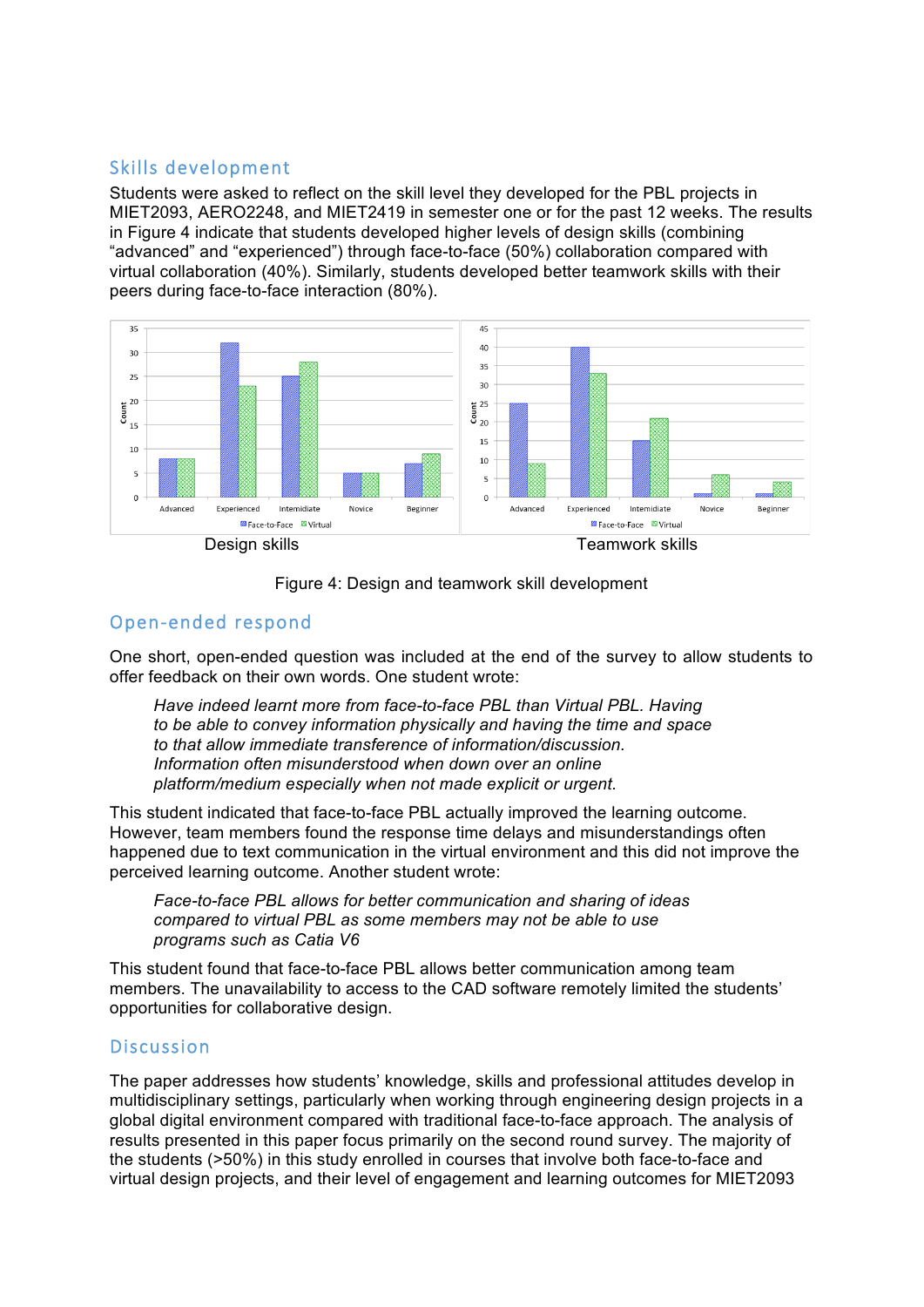## Skills development

Students were asked to reflect on the skill level they developed for the PBL projects in MIET2093, AERO2248, and MIET2419 in semester one or for the past 12 weeks. The results in Figure 4 indicate that students developed higher levels of design skills (combining "advanced" and "experienced") through face-to-face (50%) collaboration compared with virtual collaboration (40%). Similarly, students developed better teamwork skills with their peers during face-to-face interaction (80%).

Design skills

Teamwork skills

Figure 4: Design and teamwork skill development

## Open-ended respond

One short, open-ended question was included at the end of the survey to allow students to offer feedback on their own words. One student wrote:

> *Have indeed learnt more from face-to-face PBL than Virtual PBL. Having to be able to convey information physically and having the time and space to that allow immediate transference of information/discussion. Information often misunderstood when down over an online platform/medium especially when not made explicit or urgent.*

This student indicated that face-to-face PBL actually improved the learning outcome. However, team members found the response time delays and misunderstandings often happened due to text communication in the virtual environment and this did not improve the perceived learning outcome. Another student wrote:

> *Face-to-face PBL allows for better communication and sharing of ideas compared to virtual PBL as some members may not be able to use programs such as Catia V6*

This student found that face-to-face PBL allows better communication among team members. The unavailability to access to the CAD software remotely limited the students' opportunities for collaborative design.

## Discussion

The paper addresses how students' knowledge, skills and professional attitudes develop in multidisciplinary settings, particularly when working through engineering design projects in a global digital environment compared with traditional face-to-face approach. The analysis of results presented in this paper focus primarily on the second round survey. The majority of the students (>50%) in this study enrolled in courses that involve both face-to-face and virtual design projects, and their level of engagement and learning outcomes for MIET2093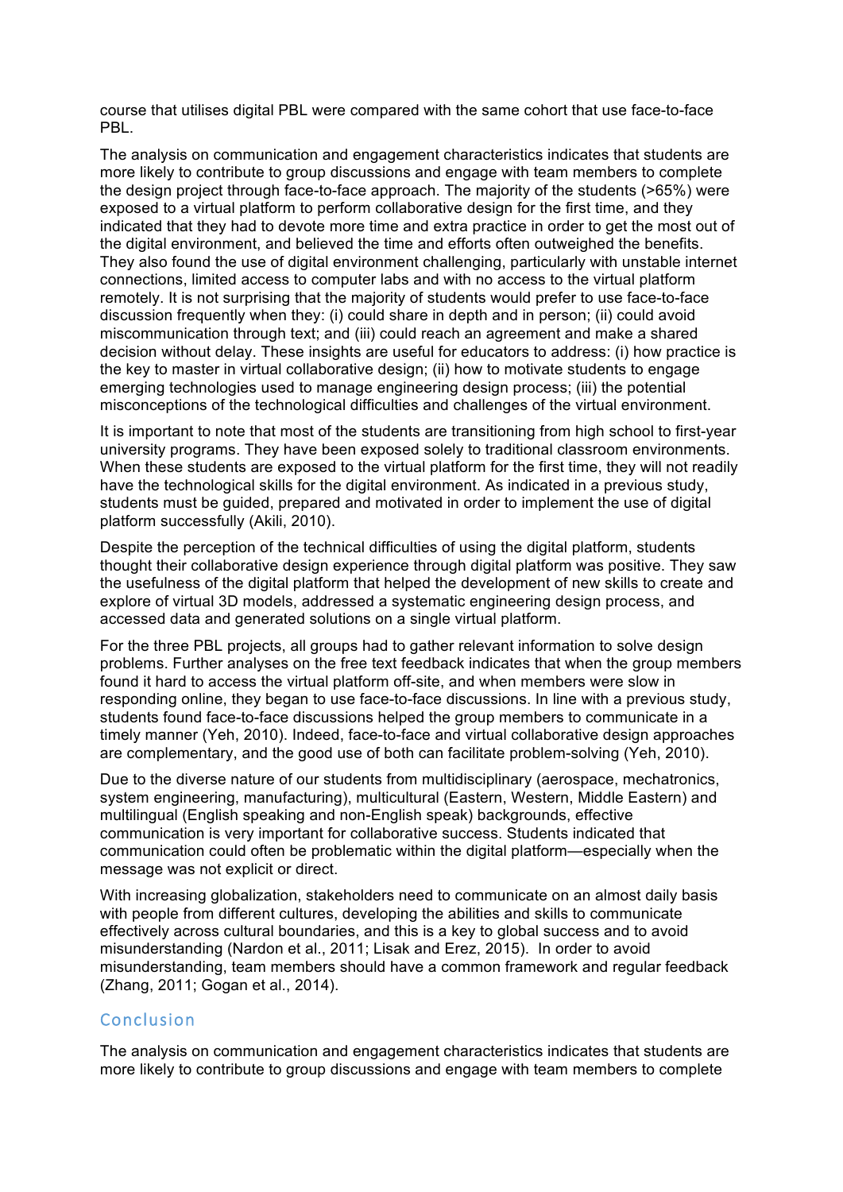course that utilises digital PBL were compared with the same cohort that use face-to-face PBL.

The analysis on communication and engagement characteristics indicates that students are more likely to contribute to group discussions and engage with team members to complete the design project through face-to-face approach. The majority of the students (>65%) were exposed to a virtual platform to perform collaborative design for the first time, and they indicated that they had to devote more time and extra practice in order to get the most out of the digital environment, and believed the time and efforts often outweighed the benefits. They also found the use of digital environment challenging, particularly with unstable internet connections, limited access to computer labs and with no access to the virtual platform remotely. It is not surprising that the majority of students would prefer to use face-to-face discussion frequently when they: (i) could share in depth and in person; (ii) could avoid miscommunication through text; and (iii) could reach an agreement and make a shared decision without delay. These insights are useful for educators to address: (i) how practice is the key to master in virtual collaborative design; (ii) how to motivate students to engage emerging technologies used to manage engineering design process; (iii) the potential misconceptions of the technological difficulties and challenges of the virtual environment.

It is important to note that most of the students are transitioning from high school to first-year university programs. They have been exposed solely to traditional classroom environments. When these students are exposed to the virtual platform for the first time, they will not readily have the technological skills for the digital environment. As indicated in a previous study, students must be guided, prepared and motivated in order to implement the use of digital platform successfully (Akili, 2010).

Despite the perception of the technical difficulties of using the digital platform, students thought their collaborative design experience through digital platform was positive. They saw the usefulness of the digital platform that helped the development of new skills to create and explore of virtual 3D models, addressed a systematic engineering design process, and accessed data and generated solutions on a single virtual platform.

For the three PBL projects, all groups had to gather relevant information to solve design problems. Further analyses on the free text feedback indicates that when the group members found it hard to access the virtual platform off-site, and when members were slow in responding online, they began to use face-to-face discussions. In line with a previous study, students found face-to-face discussions helped the group members to communicate in a timely manner (Yeh, 2010). Indeed, face-to-face and virtual collaborative design approaches are complementary, and the good use of both can facilitate problem-solving (Yeh, 2010).

Due to the diverse nature of our students from multidisciplinary (aerospace, mechatronics, system engineering, manufacturing), multicultural (Eastern, Western, Middle Eastern) and multilingual (English speaking and non-English speak) backgrounds, effective communication is very important for collaborative success. Students indicated that communication could often be problematic within the digital platform—especially when the message was not explicit or direct.

With increasing globalization, stakeholders need to communicate on an almost daily basis with people from different cultures, developing the abilities and skills to communicate effectively across cultural boundaries, and this is a key to global success and to avoid misunderstanding (Nardon et al., 2011; Lisak and Erez, 2015). In order to avoid misunderstanding, team members should have a common framework and regular feedback (Zhang, 2011; Gogan et al., 2014).

## Conclusion

The analysis on communication and engagement characteristics indicates that students are more likely to contribute to group discussions and engage with team members to complete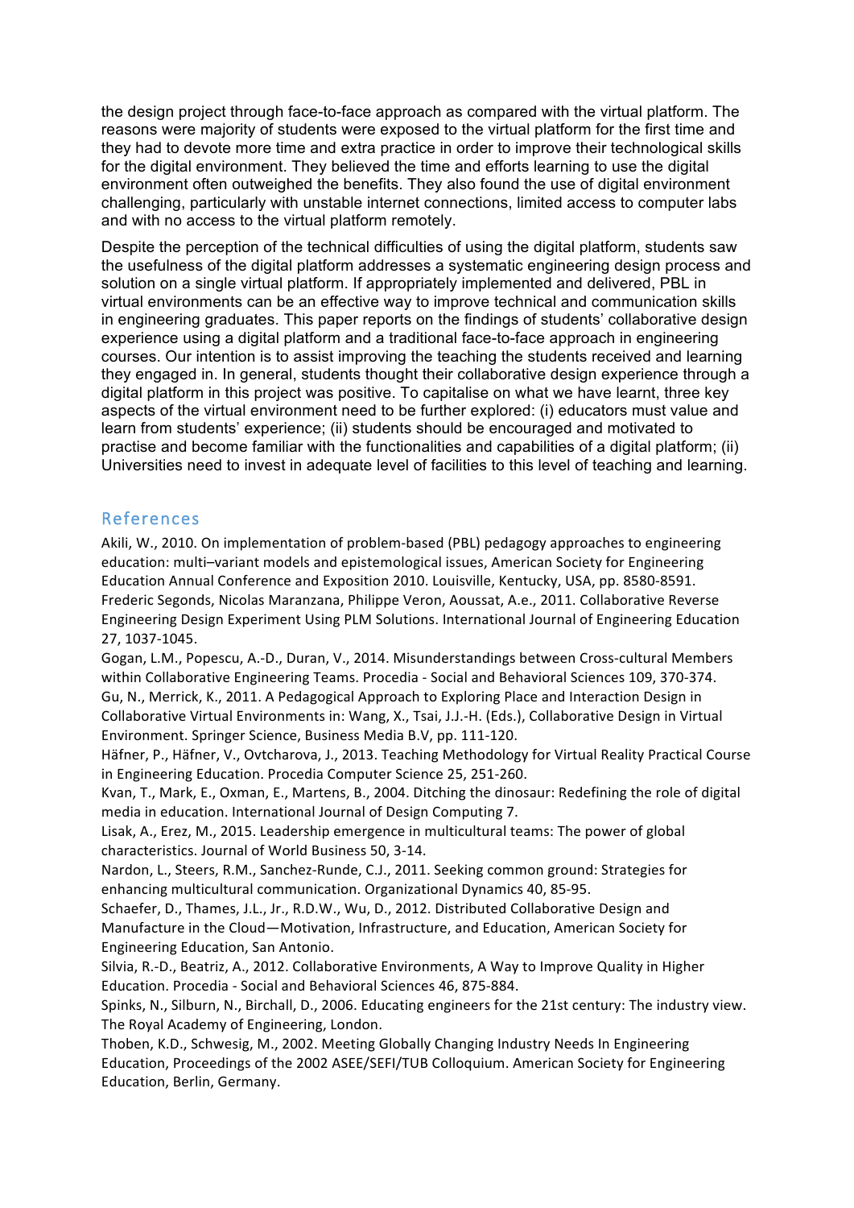the design project through face-to-face approach as compared with the virtual platform. The reasons were majority of students were exposed to the virtual platform for the first time and they had to devote more time and extra practice in order to improve their technological skills for the digital environment. They believed the time and efforts learning to use the digital environment often outweighed the benefits. They also found the use of digital environment challenging, particularly with unstable internet connections, limited access to computer labs and with no access to the virtual platform remotely.

Despite the perception of the technical difficulties of using the digital platform, students saw the usefulness of the digital platform addresses a systematic engineering design process and solution on a single virtual platform. If appropriately implemented and delivered, PBL in virtual environments can be an effective way to improve technical and communication skills in engineering graduates. This paper reports on the findings of students' collaborative design experience using a digital platform and a traditional face-to-face approach in engineering courses. Our intention is to assist improving the teaching the students received and learning they engaged in. In general, students thought their collaborative design experience through a digital platform in this project was positive. To capitalise on what we have learnt, three key aspects of the virtual environment need to be further explored: (i) educators must value and learn from students' experience; (ii) students should be encouraged and motivated to practise and become familiar with the functionalities and capabilities of a digital platform; (ii) Universities need to invest in adequate level of facilities to this level of teaching and learning.

## References

Akili, W., 2010. On implementation of problem-based (PBL) pedagogy approaches to engineering education: multi–variant models and epistemological issues, American Society for Engineering Education Annual Conference and Exposition 2010. Louisville, Kentucky, USA, pp. 8580-8591.

Frederic Segonds, Nicolas Maranzana, Philippe Veron, Aoussat, A.e., 2011. Collaborative Reverse Engineering Design Experiment Using PLM Solutions. International Journal of Engineering Education 27, 1037-1045.

Gogan, L.M., Popescu, A.-D., Duran, V., 2014. Misunderstandings between Cross-cultural Members within Collaborative Engineering Teams. Procedia - Social and Behavioral Sciences 109, 370-374.

Gu, N., Merrick, K., 2011. A Pedagogical Approach to Exploring Place and Interaction Design in Collaborative Virtual Environments in: Wang, X., Tsai, J.J.-H. (Eds.), Collaborative Design in Virtual Environment. Springer Science, Business Media B.V, pp. 111-120.

Häfner, P., Häfner, V., Ovtcharova, J., 2013. Teaching Methodology for Virtual Reality Practical Course in Engineering Education. Procedia Computer Science 25, 251-260.

Kvan, T., Mark, E., Oxman, E., Martens, B., 2004. Ditching the dinosaur: Redefining the role of digital media in education. International Journal of Design Computing 7.

Lisak, A., Erez, M., 2015. Leadership emergence in multicultural teams: The power of global characteristics. Journal of World Business 50, 3-14.

Nardon, L., Steers, R.M., Sanchez-Runde, C.J., 2011. Seeking common ground: Strategies for enhancing multicultural communication. Organizational Dynamics 40, 85-95.

Schaefer, D., Thames, J.L., Jr., R.D.W., Wu, D., 2012. Distributed Collaborative Design and Manufacture in the Cloud—Motivation, Infrastructure, and Education, American Society for Engineering Education, San Antonio.

Silvia, R.-D., Beatriz, A., 2012. Collaborative Environments, A Way to Improve Quality in Higher Education. Procedia - Social and Behavioral Sciences 46, 875-884.

Spinks, N., Silburn, N., Birchall, D., 2006. Educating engineers for the 21st century: The industry view. The Royal Academy of Engineering, London.

Thoben, K.D., Schwesig, M., 2002. Meeting Globally Changing Industry Needs In Engineering Education, Proceedings of the 2002 ASEE/SEFI/TUB Colloquium. American Society for Engineering Education, Berlin, Germany.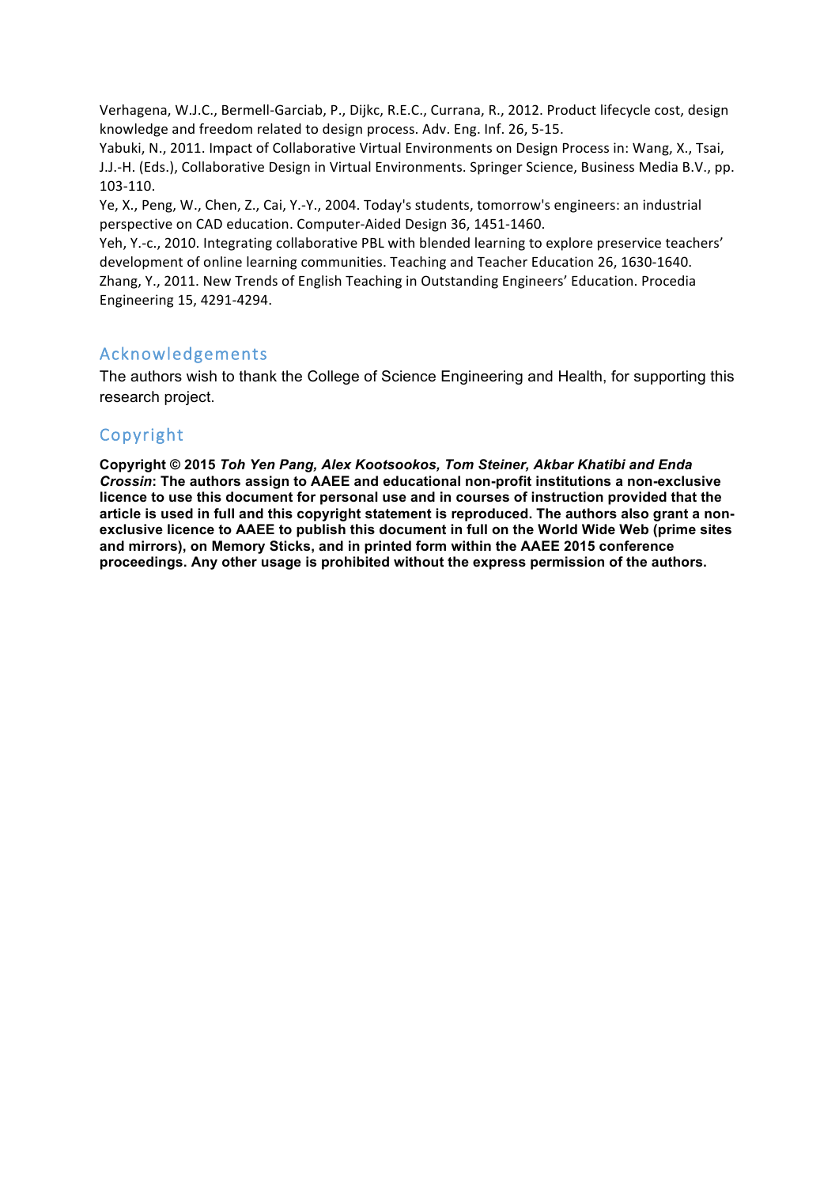Verhagena, W.J.C., Bermell-Garciab, P., Dijkc, R.E.C., Currana, R., 2012. Product lifecycle cost, design knowledge and freedom related to design process. Adv. Eng. Inf. 26, 5-15.

Yabuki, N., 2011. Impact of Collaborative Virtual Environments on Design Process in: Wang, X., Tsai, J.J.-H. (Eds.), Collaborative Design in Virtual Environments. Springer Science, Business Media B.V., pp. 103-110.

Ye, X., Peng, W., Chen, Z., Cai, Y.-Y., 2004. Today's students, tomorrow's engineers: an industrial perspective on CAD education. Computer-Aided Design 36, 1451-1460.

Yeh, Y.-c., 2010. Integrating collaborative PBL with blended learning to explore preservice teachers' development of online learning communities. Teaching and Teacher Education 26, 1630-1640.

Zhang, Y., 2011. New Trends of English Teaching in Outstanding Engineers' Education. Procedia Engineering 15, 4291-4294.

## Acknowledgements

The authors wish to thank the College of Science Engineering and Health, for supporting this research project.

## Copyright

**Copyright © 2015 *Toh Yen Pang, Alex Kootsookos, Tom Steiner, Akbar Khatibi and Enda Crossin*: The authors assign to AAEE and educational non-profit institutions a non-exclusive licence to use this document for personal use and in courses of instruction provided that the article is used in full and this copyright statement is reproduced. The authors also grant a non-exclusive licence to AAEE to publish this document in full on the World Wide Web (prime sites and mirrors), on Memory Sticks, and in printed form within the AAEE 2015 conference proceedings. Any other usage is prohibited without the express permission of the authors.**